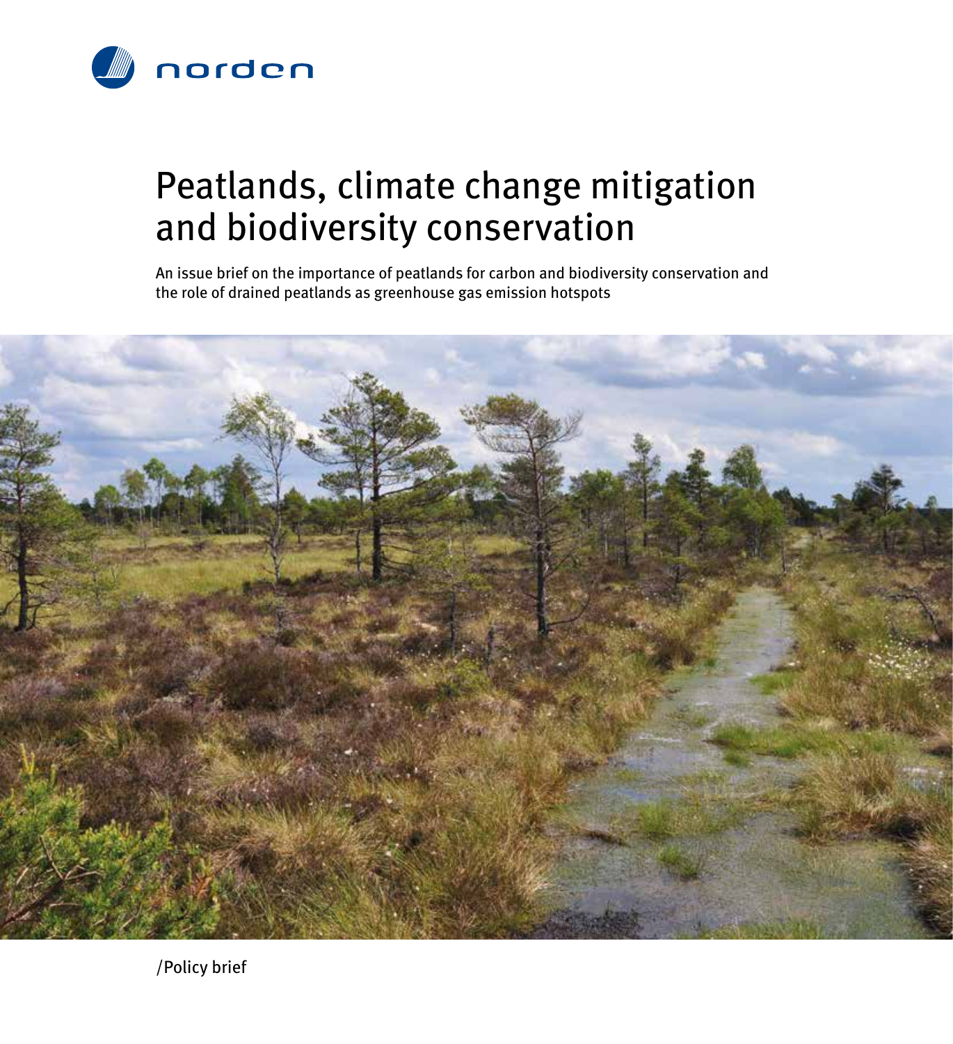norden

# Peatlands, climate change mitigation and biodiversity conservation

An issue brief on the importance of peatlands for carbon and biodiversity conservation and the role of drained peatlands as greenhouse gas emission hotspots

/Policy brief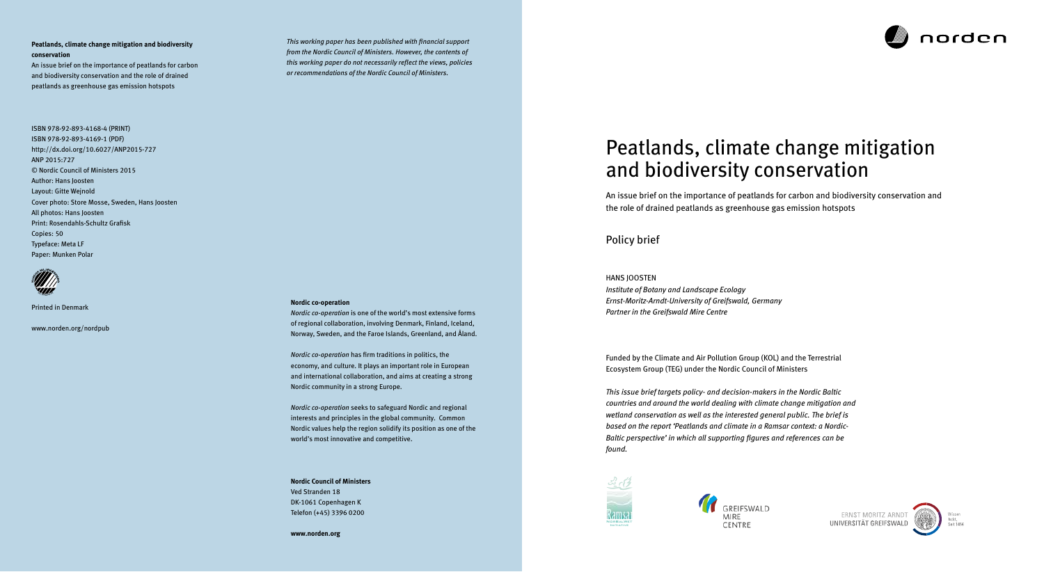**Peatlands, climate change mitigation and biodiversity conservation**

An issue brief on the importance of peatlands for carbon and biodiversity conservation and the role of drained peatlands as greenhouse gas emission hotspots

ISBN 978-92-893-4168-4 (PRINT)
ISBN 978-92-893-4169-1 (PDF)
http://dx.doi.org/10.6027/ANP2015-727
ANP 2015:727
© Nordic Council of Ministers 2015
Author: Hans Joosten
Layout: Gitte Wejnold
Cover photo: Store Mosse, Sweden, Hans Joosten
All photos: Hans Joosten
Print: Rosendahls-Schultz Grafisk
Copies: 50
Typeface: Meta LF
Paper: Munken Polar

Printed in Denmark

www.norden.org/nordpub

*This working paper has been published with financial support from the Nordic Council of Ministers. However, the contents of this working paper do not necessarily reflect the views, policies or recommendations of the Nordic Council of Ministers.*

**Nordic co-operation**

*Nordic co-operation* is one of the world's most extensive forms of regional collaboration, involving Denmark, Finland, Iceland, Norway, Sweden, and the Faroe Islands, Greenland, and Åland.

*Nordic co-operation* has firm traditions in politics, the economy, and culture. It plays an important role in European and international collaboration, and aims at creating a strong Nordic community in a strong Europe.

*Nordic co-operation* seeks to safeguard Nordic and regional interests and principles in the global community. Common Nordic values help the region solidify its position as one of the world's most innovative and competitive.

**Nordic Council of Ministers**
Ved Stranden 18
DK-1061 Copenhagen K
Telefon (+45) 3396 0200

**www.norden.org**

norden

# Peatlands, climate change mitigation and biodiversity conservation

An issue brief on the importance of peatlands for carbon and biodiversity conservation and the role of drained peatlands as greenhouse gas emission hotspots

## Policy brief

HANS JOOSTEN
*Institute of Botany and Landscape Ecology*
*Ernst-Moritz-Arndt-University of Greifswald, Germany*
*Partner in the Greifswald Mire Centre*

Funded by the Climate and Air Pollution Group (KOL) and the Terrestrial Ecosystem Group (TEG) under the Nordic Council of Ministers

*This issue brief targets policy- and decision-makers in the Nordic Baltic countries and around the world dealing with climate change mitigation and wetland conservation as well as the interested general public. The brief is based on the report 'Peatlands and climate in a Ramsar context: a Nordic-Baltic perspective' in which all supporting figures and references can be found.*

GREIFSWALD MIRE CENTRE

ERNST MORITZ ARNDT UNIVERSITÄT GREIFSWALD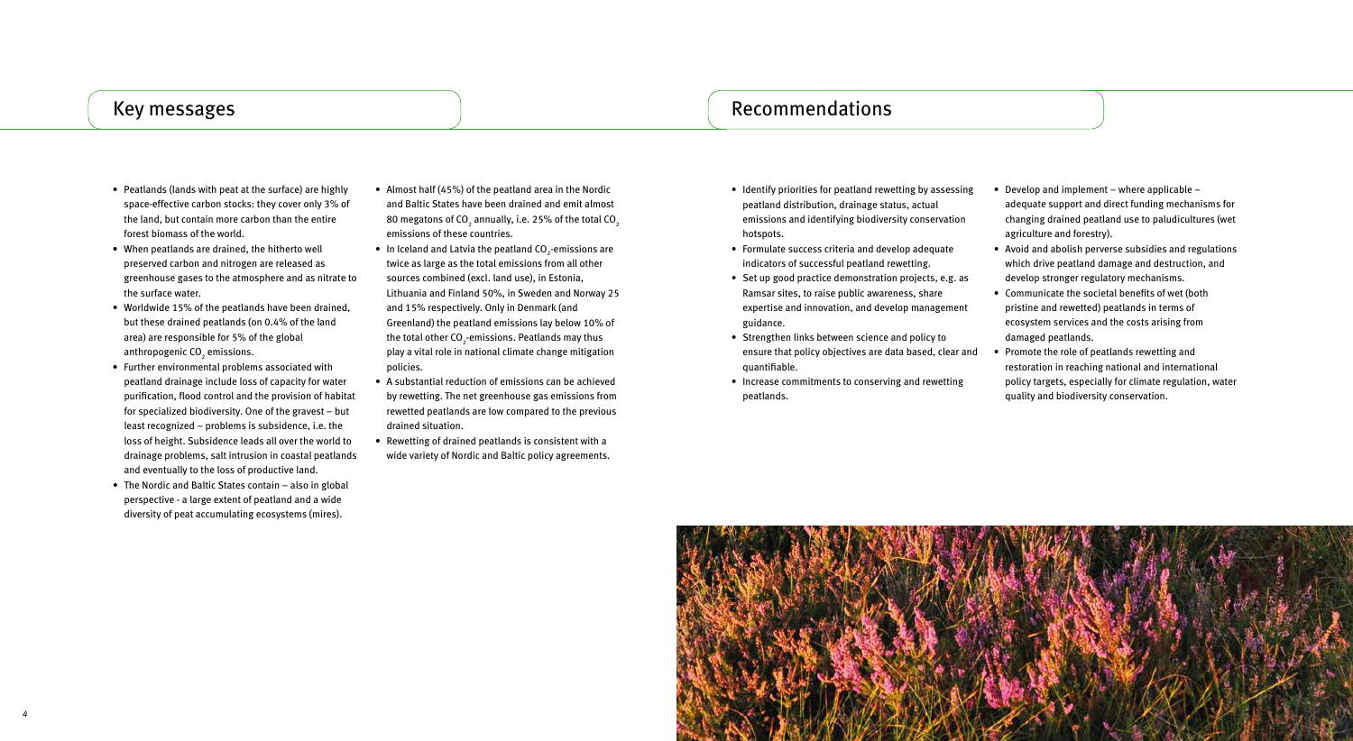## Key messages

- Peatlands (lands with peat at the surface) are highly space-effective carbon stocks: they cover only 3% of the land, but contain more carbon than the entire forest biomass of the world.
- When peatlands are drained, the hitherto well preserved carbon and nitrogen are released as greenhouse gases to the atmosphere and as nitrate to the surface water.
- Worldwide 15% of the peatlands have been drained, but these drained peatlands (on 0.4% of the land area) are responsible for 5% of the global anthropogenic $CO_2$ emissions.
- Further environmental problems associated with peatland drainage include loss of capacity for water purification, flood control and the provision of habitat for specialized biodiversity. One of the gravest – but least recognized – problems is subsidence, i.e. the loss of height. Subsidence leads all over the world to drainage problems, salt intrusion in coastal peatlands and eventually to the loss of productive land.
- The Nordic and Baltic States contain – also in global perspective - a large extent of peatland and a wide diversity of peat accumulating ecosystems (mires).
- Almost half (45%) of the peatland area in the Nordic and Baltic States have been drained and emit almost 80 megatons of $CO_2$ annually, i.e. 25% of the total $CO_2$ emissions of these countries.
- In Iceland and Latvia the peatland $CO_2$-emissions are twice as large as the total emissions from all other sources combined (excl. land use), in Estonia, Lithuania and Finland 50%, in Sweden and Norway 25 and 15% respectively. Only in Denmark (and Greenland) the peatland emissions lay below 10% of the total other $CO_2$-emissions. Peatlands may thus play a vital role in national climate change mitigation policies.
- A substantial reduction of emissions can be achieved by rewetting. The net greenhouse gas emissions from rewetted peatlands are low compared to the previous drained situation.
- Rewetting of drained peatlands is consistent with a wide variety of Nordic and Baltic policy agreements.

## Recommendations

- Identify priorities for peatland rewetting by assessing peatland distribution, drainage status, actual emissions and identifying biodiversity conservation hotspots.
- Formulate success criteria and develop adequate indicators of successful peatland rewetting.
- Set up good practice demonstration projects, e.g. as Ramsar sites, to raise public awareness, share expertise and innovation, and develop management guidance.
- Strengthen links between science and policy to ensure that policy objectives are data based, clear and quantifiable.
- Increase commitments to conserving and rewetting peatlands.
- Develop and implement – where applicable – adequate support and direct funding mechanisms for changing drained peatland use to paludicultures (wet agriculture and forestry).
- Avoid and abolish perverse subsidies and regulations which drive peatland damage and destruction, and develop stronger regulatory mechanisms.
- Communicate the societal benefits of wet (both pristine and rewetted) peatlands in terms of ecosystem services and the costs arising from damaged peatlands.
- Promote the role of peatlands rewetting and restoration in reaching national and international policy targets, especially for climate regulation, water quality and biodiversity conservation.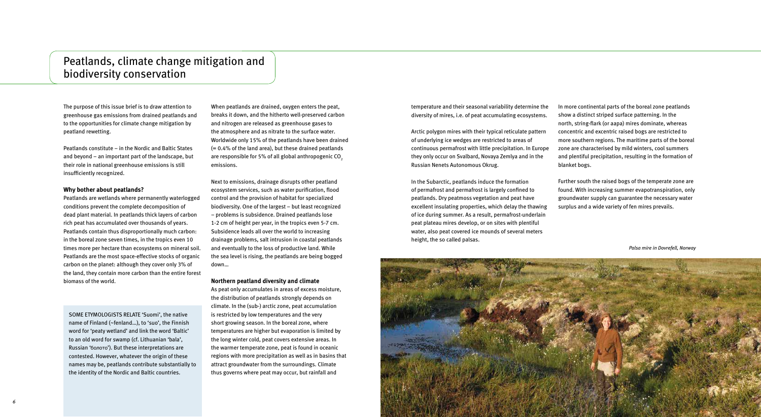# Peatlands, climate change mitigation and biodiversity conservation

The purpose of this issue brief is to draw attention to greenhouse gas emissions from drained peatlands and to the opportunities for climate change mitigation by peatland rewetting.

Peatlands constitute – in the Nordic and Baltic States and beyond – an important part of the landscape, but their role in national greenhouse emissions is still insufficiently recognized.

**Why bother about peatlands?**

Peatlands are wetlands where permanently waterlogged conditions prevent the complete decomposition of dead plant material. In peatlands thick layers of carbon rich peat has accumulated over thousands of years. Peatlands contain thus disproportionally much carbon: in the boreal zone seven times, in the tropics even 10 times more per hectare than ecosystems on mineral soil. Peatlands are the most space-effective stocks of organic carbon on the planet: although they cover only 3% of the land, they contain more carbon than the entire forest biomass of the world.

SOME ETYMOLOGISTS RELATE 'Suomi', the native name of Finland (~fenland…), to 'suo', the Finnish word for 'peaty wetland' and link the word 'Baltic' to an old word for swamp (cf. Lithuanian 'bala', Russian 'болото'). But these interpretations are contested. However, whatever the origin of these names may be, peatlands contribute substantially to the identity of the Nordic and Baltic countries.

When peatlands are drained, oxygen enters the peat, breaks it down, and the hitherto well-preserved carbon and nitrogen are released as greenhouse gases to the atmosphere and as nitrate to the surface water. Worldwide only 15% of the peatlands have been drained (= 0.4% of the land area), but these drained peatlands are responsible for 5% of all global anthropogenic $CO_2$ emissions.

Next to emissions, drainage disrupts other peatland ecosystem services, such as water purification, flood control and the provision of habitat for specialized biodiversity. One of the largest – but least recognized – problems is subsidence. Drained peatlands lose 1-2 cm of height per year, in the tropics even 5-7 cm. Subsidence leads all over the world to increasing drainage problems, salt intrusion in coastal peatlands and eventually to the loss of productive land. While the sea level is rising, the peatlands are being bogged down…

**Northern peatland diversity and climate**

As peat only accumulates in areas of excess moisture, the distribution of peatlands strongly depends on climate. In the (sub-) arctic zone, peat accumulation is restricted by low temperatures and the very short growing season. In the boreal zone, where temperatures are higher but evaporation is limited by the long winter cold, peat covers extensive areas. In the warmer temperate zone, peat is found in oceanic regions with more precipitation as well as in basins that attract groundwater from the surroundings. Climate thus governs where peat may occur, but rainfall and temperature and their seasonal variability determine the diversity of mires, i.e. of peat accumulating ecosystems.

Arctic polygon mires with their typical reticulate pattern of underlying ice wedges are restricted to areas of continuous permafrost with little precipitation. In Europe they only occur on Svalbard, Novaya Zemlya and in the Russian Nenets Autonomous Okrug.

In the Subarctic, peatlands induce the formation of permafrost and permafrost is largely confined to peatlands. Dry peatmoss vegetation and peat have excellent insulating properties, which delay the thawing of ice during summer. As a result, permafrost-underlain peat plateau mires develop, or on sites with plentiful water, also peat covered ice mounds of several meters height, the so called palsas.

In more continental parts of the boreal zone peatlands show a distinct striped surface patterning. In the north, string-flark (or aapa) mires dominate, whereas concentric and excentric raised bogs are restricted to more southern regions. The maritime parts of the boreal zone are characterised by mild winters, cool summers and plentiful precipitation, resulting in the formation of blanket bogs.

Further south the raised bogs of the temperate zone are found. With increasing summer evapotranspiration, only groundwater supply can guarantee the necessary water surplus and a wide variety of fen mires prevails.

*Palsa mire in Dovrefell, Norway*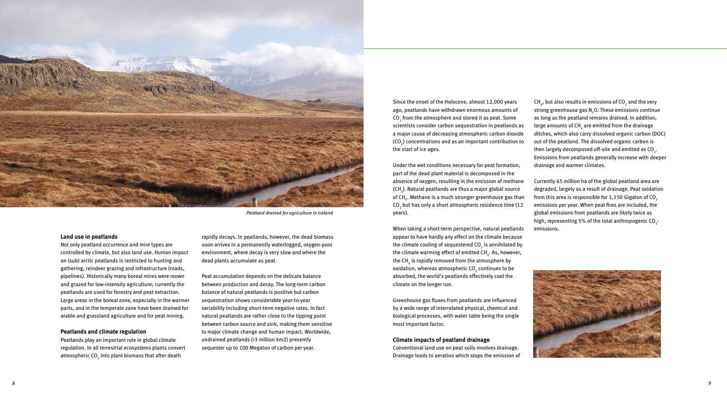*Peatland drained for agriculture in Iceland*

### Land use in peatlands

Not only peatland occurrence and mire types are controlled by climate, but also land use. Human impact on (sub) arctic peatlands is restricted to hunting and gathering, reindeer grazing and infrastructure (roads, pipelines). Historically many boreal mires were mown and grazed for low-intensity agriculture; currently the peatlands are used for forestry and peat extraction. Large areas in the boreal zone, especially in the warmer parts, and in the temperate zone have been drained for arable and grassland agriculture and for peat mining.

### Peatlands and climate regulation

Peatlands play an important role in global climate regulation. In all terrestrial ecosystems plants convert atmospheric $CO_2$ into plant biomass that after death rapidly decays. In peatlands, however, the dead biomass soon arrives in a permanently waterlogged, oxygen-poor environment, where decay is very slow and where the dead plants accumulate as peat.

Peat accumulation depends on the delicate balance between production and decay. The long-term carbon balance of natural peatlands is positive but carbon sequestration shows considerable year-to-year variability including short-term negative rates. In fact natural peatlands are rather close to the tipping point between carbon source and sink, making them sensitive to major climate change and human impact. Worldwide, undrained peatlands (>3 million km2) presently sequester up to 100 Megaton of carbon per year.

Since the onset of the Holocene, almost 12,000 years ago, peatlands have withdrawn enormous amounts of $CO_2$ from the atmosphere and stored it as peat. Some scientists consider carbon sequestration in peatlands as a major cause of decreasing atmospheric carbon dioxide ($CO_2$) concentrations and as an important contribution to the start of ice ages.

Under the wet conditions necessary for peat formation, part of the dead plant material is decomposed in the absence of oxygen, resulting in the emission of methane ($CH_4$). Natural peatlands are thus a major global source of $CH_4$. Methane is a much stronger greenhouse gas than $CO_2$ but has only a short atmospheric residence time (12 years).

When taking a short-term perspective, natural peatlands appear to have hardly any effect on the climate because the climate cooling of sequestered $CO_2$ is annihilated by the climate warming effect of emitted $CH_4$. As, however, the $CH_4$ is rapidly removed from the atmosphere by oxidation, whereas atmospheric $CO_2$ continues to be absorbed, the world's peatlands effectively cool the climate on the longer run.

Greenhouse gas fluxes from peatlands are influenced by a wide range of interrelated physical, chemical and biological processes, with water table being the single most important factor.

### Climate impacts of peatland drainage

Conventional land use on peat soils involves drainage. Drainage leads to aeration which stops the emission of $CH_4$, but also results in emissions of $CO_2$ and the very strong greenhouse gas $N_2O$. These emissions continue as long as the peatland remains drained. In addition, large amounts of $CH_4$ are emitted from the drainage ditches, which also carry dissolved organic carbon (DOC) out of the peatland. The dissolved organic carbon is then largely decomposed off-site and emitted as $CO_2$. Emissions from peatlands generally increase with deeper drainage and warmer climates.

Currently 65 million ha of the global peatland area are degraded, largely as a result of drainage. Peat oxidation from this area is responsible for 1,150 Gigaton of $CO_2$ emissions per year. When peat fires are included, the global emissions from peatlands are likely twice as high, representing 5% of the total anthropogenic $CO_2$-emissions.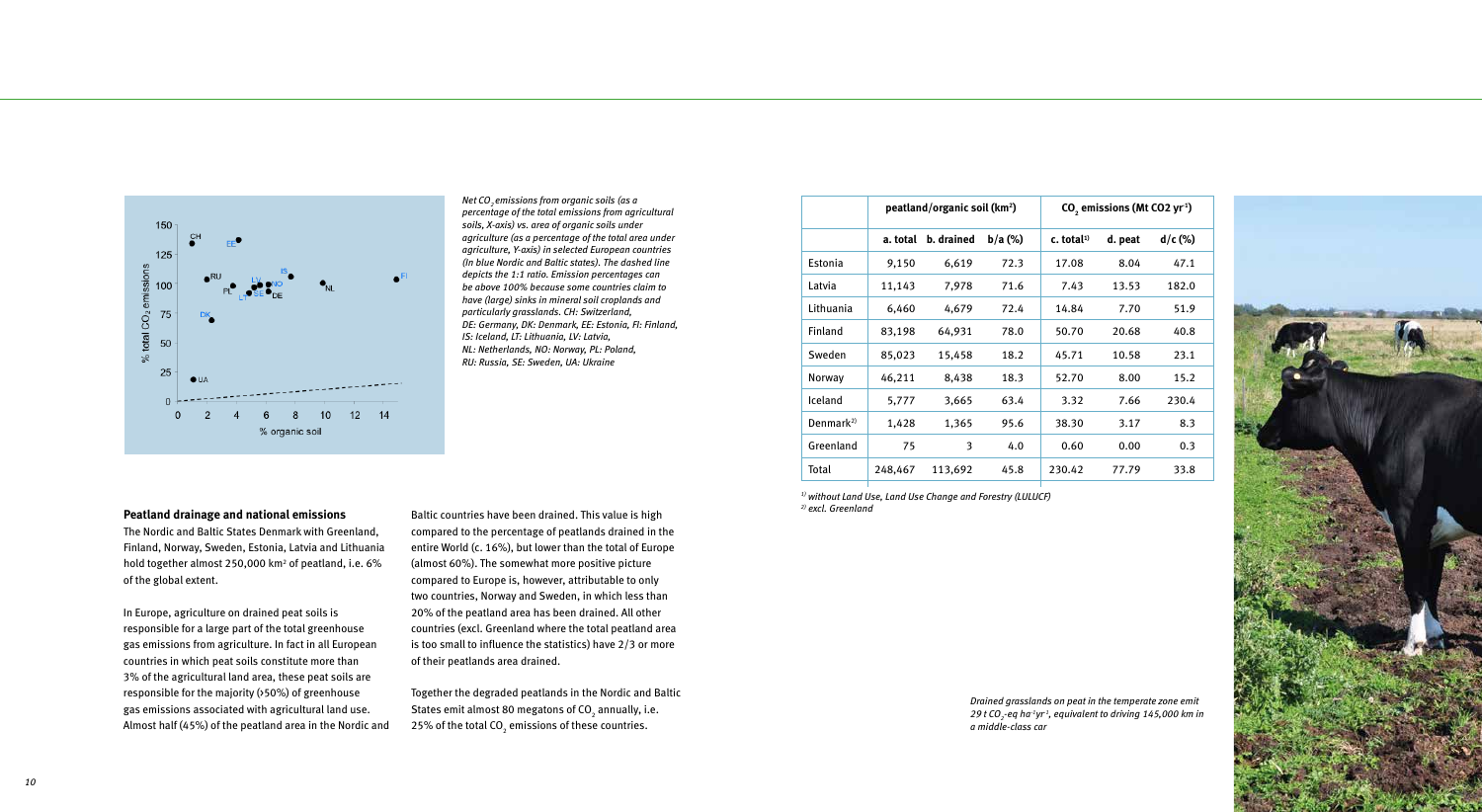*Net $CO_2$ emissions from organic soils (as a percentage of the total emissions from agricultural soils, X-axis) vs. area of organic soils under agriculture (as a percentage of the total area under agriculture, Y-axis) in selected European countries (In blue Nordic and Baltic states). The dashed line depicts the 1:1 ratio. Emission percentages can be above 100% because some countries claim to have (large) sinks in mineral soil croplands and particularly grasslands. CH: Switzerland, DE: Germany, DK: Denmark, EE: Estonia, FI: Finland, IS: Iceland, LT: Lithuania, LV: Latvia, NL: Netherlands, NO: Norway, PL: Poland, RU: Russia, SE: Sweden, UA: Ukraine*

| | peatland/organic soil (km²) | | | $CO_2$ emissions (Mt CO2 yr⁻¹) | | |
|---|---|---|---|---|---|---|
| | a. total | b. drained | b/a (%) | c. total[1] | d. peat | d/c (%) |
| Estonia | 9,150 | 6,619 | 72.3 | 17.08 | 8.04 | 47.1 |
| Latvia | 11,143 | 7,978 | 71.6 | 7.43 | 13.53 | 182.0 |
| Lithuania | 6,460 | 4,679 | 72.4 | 14.84 | 7.70 | 51.9 |
| Finland | 83,198 | 64,931 | 78.0 | 50.70 | 20.68 | 40.8 |
| Sweden | 85,023 | 15,458 | 18.2 | 45.71 | 10.58 | 23.1 |
| Norway | 46,211 | 8,438 | 18.3 | 52.70 | 8.00 | 15.2 |
| Iceland | 5,777 | 3,665 | 63.4 | 3.32 | 7.66 | 230.4 |
| Denmark[2] | 1,428 | 1,365 | 95.6 | 38.30 | 3.17 | 8.3 |
| Greenland | 75 | 3 | 4.0 | 0.60 | 0.00 | 0.3 |
| Total | 248,467 | 113,692 | 45.8 | 230.42 | 77.79 | 33.8 |

*[1] without Land Use, Land Use Change and Forestry (LULUCF)*
*[2] excl. Greenland*

## Peatland drainage and national emissions

The Nordic and Baltic States Denmark with Greenland, Finland, Norway, Sweden, Estonia, Latvia and Lithuania hold together almost 250,000 km² of peatland, i.e. 6% of the global extent.

In Europe, agriculture on drained peat soils is responsible for a large part of the total greenhouse gas emissions from agriculture. In fact in all European countries in which peat soils constitute more than 3% of the agricultural land area, these peat soils are responsible for the majority (>50%) of greenhouse gas emissions associated with agricultural land use. Almost half (45%) of the peatland area in the Nordic and Baltic countries have been drained. This value is high compared to the percentage of peatlands drained in the entire World (c. 16%), but lower than the total of Europe (almost 60%). The somewhat more positive picture compared to Europe is, however, attributable to only two countries, Norway and Sweden, in which less than 20% of the peatland area has been drained. All other countries (excl. Greenland where the total peatland area is too small to influence the statistics) have 2/3 or more of their peatlands area drained.

Together the degraded peatlands in the Nordic and Baltic States emit almost 80 megatons of $CO_2$ annually, i.e. 25% of the total $CO_2$ emissions of these countries.

*Drained grasslands on peat in the temperate zone emit 29 t $CO_2$-eq ha⁻¹yr⁻¹, equivalent to driving 145,000 km in a middle-class car*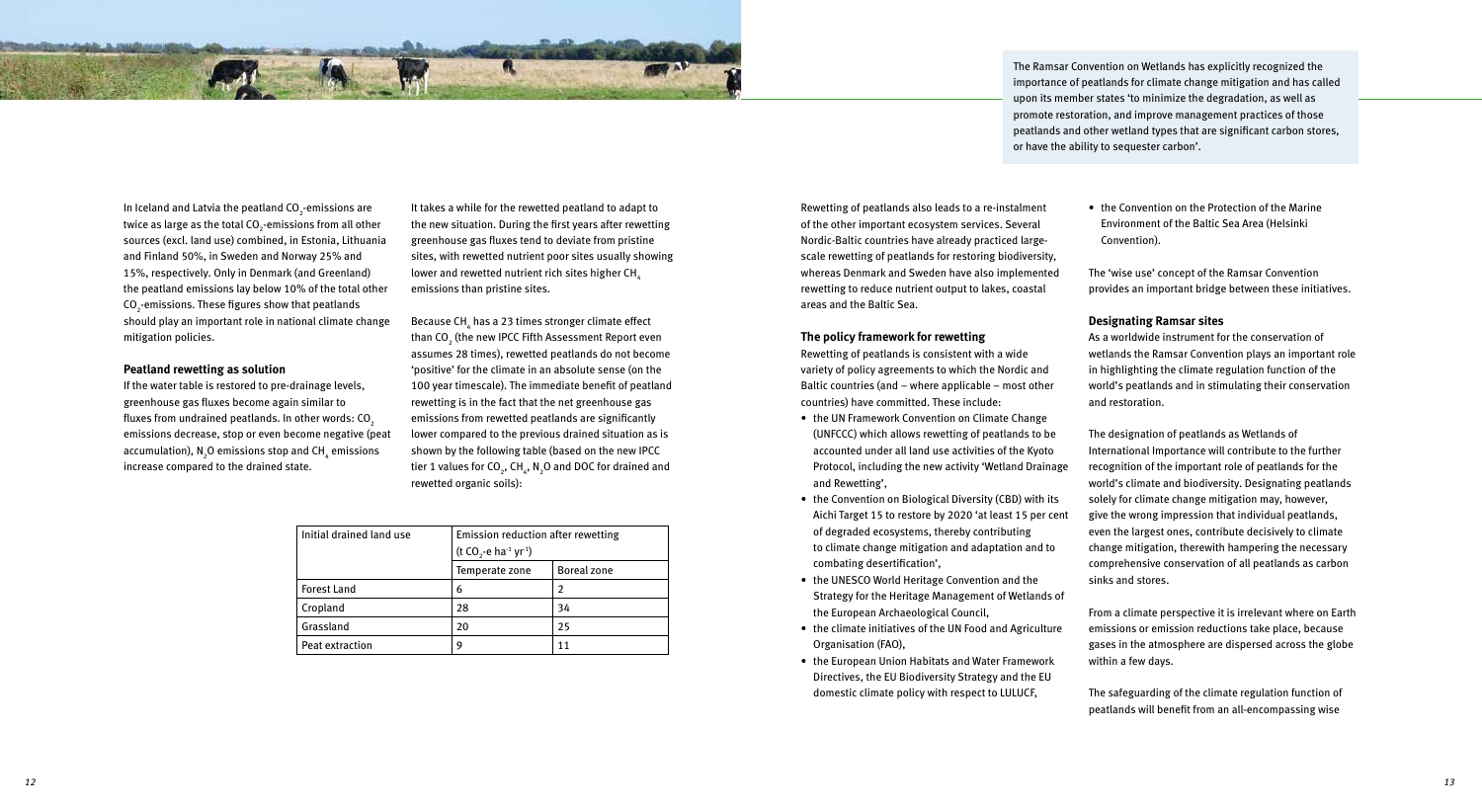In Iceland and Latvia the peatland $CO_2$-emissions are twice as large as the total $CO_2$-emissions from all other sources (excl. land use) combined, in Estonia, Lithuania and Finland 50%, in Sweden and Norway 25% and 15%, respectively. Only in Denmark (and Greenland) the peatland emissions lay below 10% of the total other $CO_2$-emissions. These figures show that peatlands should play an important role in national climate change mitigation policies.

### Peatland rewetting as solution

If the water table is restored to pre-drainage levels, greenhouse gas fluxes become again similar to fluxes from undrained peatlands. In other words: $CO_2$ emissions decrease, stop or even become negative (peat accumulation), $N_2O$ emissions stop and $CH_4$ emissions increase compared to the drained state.

It takes a while for the rewetted peatland to adapt to the new situation. During the first years after rewetting greenhouse gas fluxes tend to deviate from pristine sites, with rewetted nutrient poor sites usually showing lower and rewetted nutrient rich sites higher $CH_4$ emissions than pristine sites.

Because $CH_4$ has a 23 times stronger climate effect than $CO_2$ (the new IPCC Fifth Assessment Report even assumes 28 times), rewetted peatlands do not become 'positive' for the climate in an absolute sense (on the 100 year timescale). The immediate benefit of peatland rewetting is in the fact that the net greenhouse gas emissions from rewetted peatlands are significantly lower compared to the previous drained situation as is shown by the following table (based on the new IPCC tier 1 values for $CO_2$, $CH_4$, $N_2O$ and DOC for drained and rewetted organic soils):

| Initial drained land use | Emission reduction after rewetting ($t\ CO_2$-e $ha^{-1}\ yr^{-1}$) | |
|---|---|---|
| | Temperate zone | Boreal zone |
| Forest Land | 6 | 2 |
| Cropland | 28 | 34 |
| Grassland | 20 | 25 |
| Peat extraction | 9 | 11 |

The Ramsar Convention on Wetlands has explicitly recognized the importance of peatlands for climate change mitigation and has called upon its member states 'to minimize the degradation, as well as promote restoration, and improve management practices of those peatlands and other wetland types that are significant carbon stores, or have the ability to sequester carbon'.

Rewetting of peatlands also leads to a re-instalment of the other important ecosystem services. Several Nordic-Baltic countries have already practiced large-scale rewetting of peatlands for restoring biodiversity, whereas Denmark and Sweden have also implemented rewetting to reduce nutrient output to lakes, coastal areas and the Baltic Sea.

### The policy framework for rewetting

Rewetting of peatlands is consistent with a wide variety of policy agreements to which the Nordic and Baltic countries (and – where applicable – most other countries) have committed. These include:

- the UN Framework Convention on Climate Change (UNFCCC) which allows rewetting of peatlands to be accounted under all land use activities of the Kyoto Protocol, including the new activity 'Wetland Drainage and Rewetting',
- the Convention on Biological Diversity (CBD) with its Aichi Target 15 to restore by 2020 'at least 15 per cent of degraded ecosystems, thereby contributing to climate change mitigation and adaptation and to combating desertification',
- the UNESCO World Heritage Convention and the Strategy for the Heritage Management of Wetlands of the European Archaeological Council,
- the climate initiatives of the UN Food and Agriculture Organisation (FAO),
- the European Union Habitats and Water Framework Directives, the EU Biodiversity Strategy and the EU domestic climate policy with respect to LULUCF,
- the Convention on the Protection of the Marine Environment of the Baltic Sea Area (Helsinki Convention).

The 'wise use' concept of the Ramsar Convention provides an important bridge between these initiatives.

### Designating Ramsar sites

As a worldwide instrument for the conservation of wetlands the Ramsar Convention plays an important role in highlighting the climate regulation function of the world's peatlands and in stimulating their conservation and restoration.

The designation of peatlands as Wetlands of International Importance will contribute to the further recognition of the important role of peatlands for the world's climate and biodiversity. Designating peatlands solely for climate change mitigation may, however, give the wrong impression that individual peatlands, even the largest ones, contribute decisively to climate change mitigation, therewith hampering the necessary comprehensive conservation of all peatlands as carbon sinks and stores.

From a climate perspective it is irrelevant where on Earth emissions or emission reductions take place, because gases in the atmosphere are dispersed across the globe within a few days.

The safeguarding of the climate regulation function of peatlands will benefit from an all-encompassing wise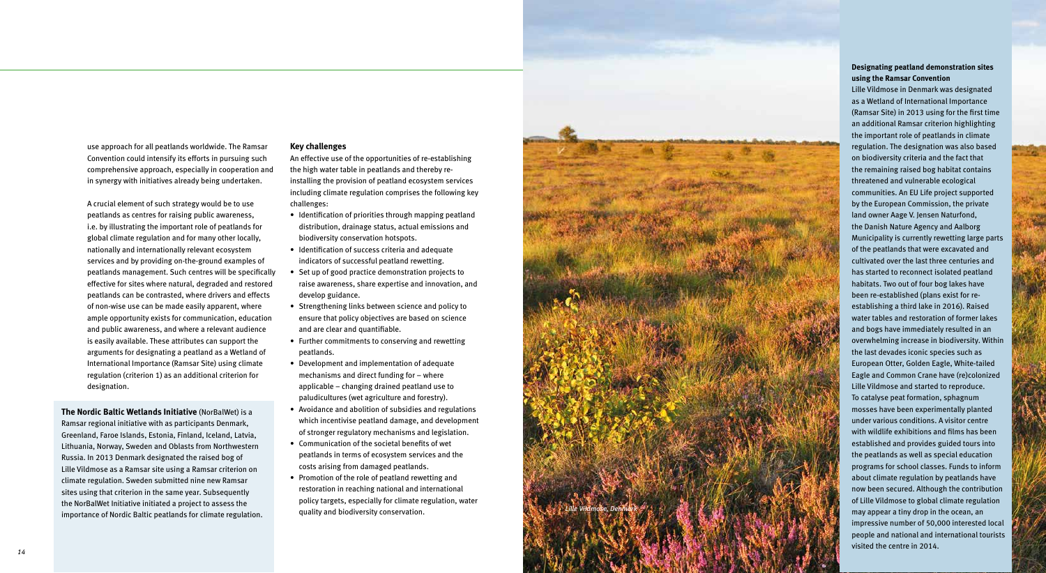use approach for all peatlands worldwide. The Ramsar Convention could intensify its efforts in pursuing such comprehensive approach, especially in cooperation and in synergy with initiatives already being undertaken.

A crucial element of such strategy would be to use peatlands as centres for raising public awareness, i.e. by illustrating the important role of peatlands for global climate regulation and for many other locally, nationally and internationally relevant ecosystem services and by providing on-the-ground examples of peatlands management. Such centres will be specifically effective for sites where natural, degraded and restored peatlands can be contrasted, where drivers and effects of non-wise use can be made easily apparent, where ample opportunity exists for communication, education and public awareness, and where a relevant audience is easily available. These attributes can support the arguments for designating a peatland as a Wetland of International Importance (Ramsar Site) using climate regulation (criterion 1) as an additional criterion for designation.

**The Nordic Baltic Wetlands Initiative** (NorBalWet) is a Ramsar regional initiative with as participants Denmark, Greenland, Faroe Islands, Estonia, Finland, Iceland, Latvia, Lithuania, Norway, Sweden and Oblasts from Northwestern Russia. In 2013 Denmark designated the raised bog of Lille Vildmose as a Ramsar site using a Ramsar criterion on climate regulation. Sweden submitted nine new Ramsar sites using that criterion in the same year. Subsequently the NorBalWet Initiative initiated a project to assess the importance of Nordic Baltic peatlands for climate regulation.

**Key challenges**

An effective use of the opportunities of re-establishing the high water table in peatlands and thereby re-installing the provision of peatland ecosystem services including climate regulation comprises the following key challenges:

- Identification of priorities through mapping peatland distribution, drainage status, actual emissions and biodiversity conservation hotspots.
- Identification of success criteria and adequate indicators of successful peatland rewetting.
- Set up of good practice demonstration projects to raise awareness, share expertise and innovation, and develop guidance.
- Strengthening links between science and policy to ensure that policy objectives are based on science and are clear and quantifiable.
- Further commitments to conserving and rewetting peatlands.
- Development and implementation of adequate mechanisms and direct funding for – where applicable – changing drained peatland use to paludicultures (wet agriculture and forestry).
- Avoidance and abolition of subsidies and regulations which incentivise peatland damage, and development of stronger regulatory mechanisms and legislation.
- Communication of the societal benefits of wet peatlands in terms of ecosystem services and the costs arising from damaged peatlands.
- Promotion of the role of peatland rewetting and restoration in reaching national and international policy targets, especially for climate regulation, water quality and biodiversity conservation.

*Lille Vildmose, Denmark*

**Designating peatland demonstration sites using the Ramsar Convention**

Lille Vildmose in Denmark was designated as a Wetland of International Importance (Ramsar Site) in 2013 using for the first time an additional Ramsar criterion highlighting the important role of peatlands in climate regulation. The designation was also based on biodiversity criteria and the fact that the remaining raised bog habitat contains threatened and vulnerable ecological communities. An EU Life project supported by the European Commission, the private land owner Aage V. Jensen Naturfond, the Danish Nature Agency and Aalborg Municipality is currently rewetting large parts of the peatlands that were excavated and cultivated over the last three centuries and has started to reconnect isolated peatland habitats. Two out of four bog lakes have been re-established (plans exist for re-establishing a third lake in 2016). Raised water tables and restoration of former lakes and bogs have immediately resulted in an overwhelming increase in biodiversity. Within the last devades iconic species such as European Otter, Golden Eagle, White-tailed Eagle and Common Crane have (re)colonized Lille Vildmose and started to reproduce. To catalyse peat formation, sphagnum mosses have been experimentally planted under various conditions. A visitor centre with wildlife exhibitions and films has been established and provides guided tours into the peatlands as well as special education programs for school classes. Funds to inform about climate regulation by peatlands have now been secured. Although the contribution of Lille Vildmose to global climate regulation may appear a tiny drop in the ocean, an impressive number of 50,000 interested local people and national and international tourists visited the centre in 2014.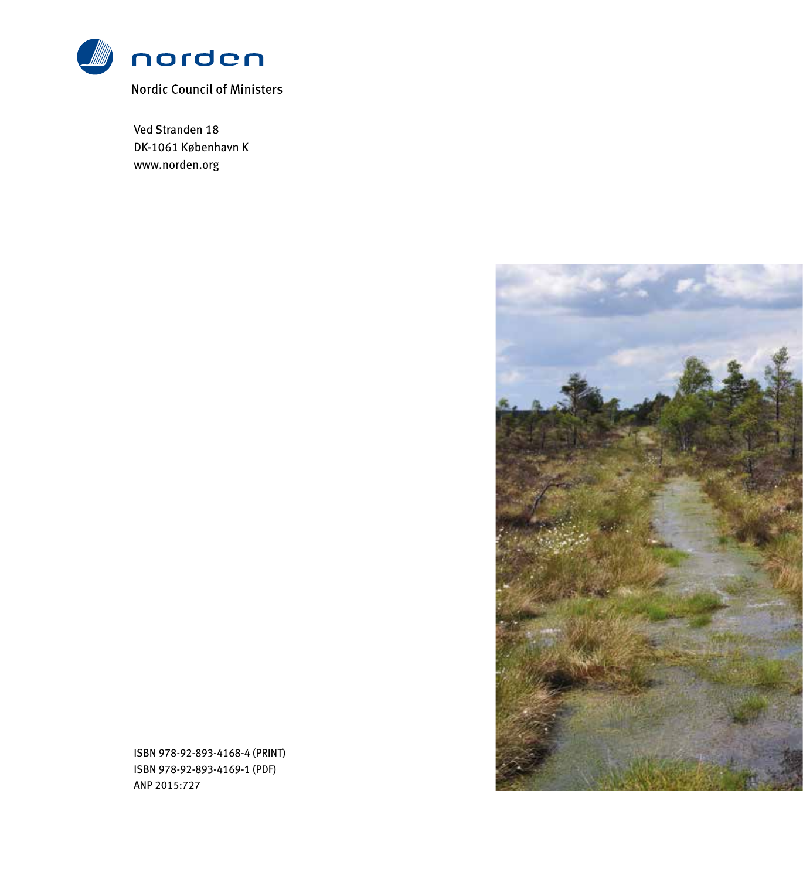norden

Nordic Council of Ministers

Ved Stranden 18
DK-1061 København K
www.norden.org

ISBN 978-92-893-4168-4 (PRINT)
ISBN 978-92-893-4169-1 (PDF)
ANP 2015:727